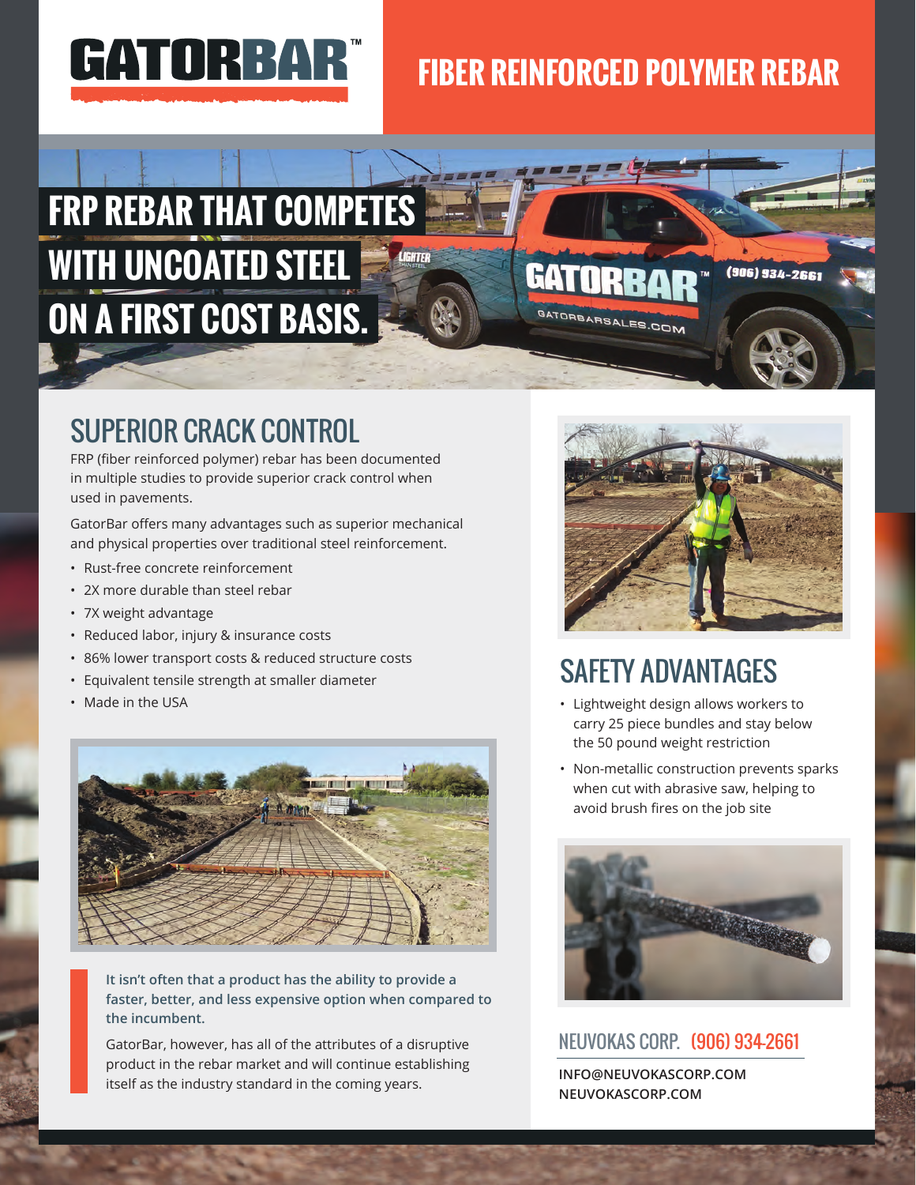# GATORBAR™

## FIBER REINFORCED POLYMER REBAR

# FRP REBAR THAT COMPETES WITH UNCOATED STEEL ON A FIRST COST BASIS.

## SUPERIOR CRACK CONTROL

FRP (fiber reinforced polymer) rebar has been documented in multiple studies to provide superior crack control when used in pavements.

GatorBar offers many advantages such as superior mechanical and physical properties over traditional steel reinforcement.

- Rust-free concrete reinforcement
- 2X more durable than steel rebar
- 7X weight advantage
- Reduced labor, injury & insurance costs
- 86% lower transport costs & reduced structure costs
- Equivalent tensile strength at smaller diameter
- Made in the USA

**It isn't often that a product has the ability to provide a faster, better, and less expensive option when compared to the incumbent.**

GatorBar, however, has all of the attributes of a disruptive product in the rebar market and will continue establishing itself as the industry standard in the coming years.

## SAFETY ADVANTAGES

- Lightweight design allows workers to carry 25 piece bundles and stay below the 50 pound weight restriction
- Non-metallic construction prevents sparks when cut with abrasive saw, helping to avoid brush fires on the job site

NEUVOKAS CORP. (906) 934-2661

**INFO@NEUVOKASCORP.COM**
**NEUVOKASCORP.COM**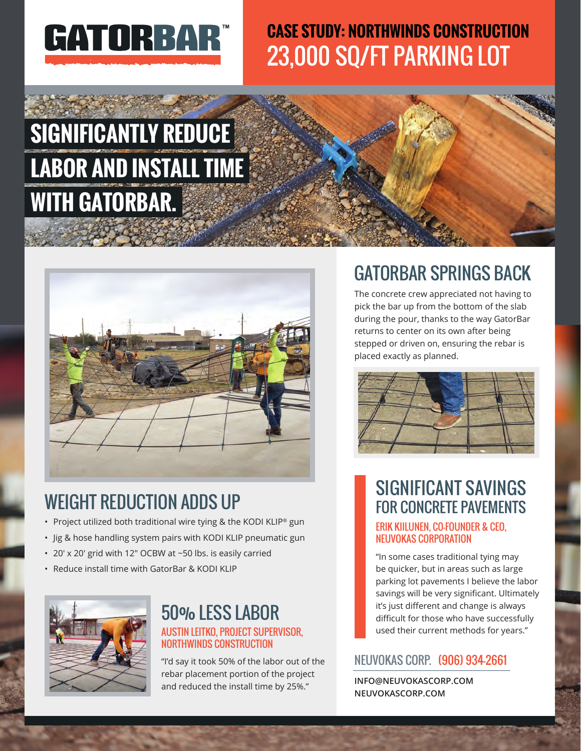# GATORBAR™

## CASE STUDY: NORTHWINDS CONSTRUCTION
## 23,000 SQ/FT PARKING LOT

# SIGNIFICANTLY REDUCE LABOR AND INSTALL TIME WITH GATORBAR.

## WEIGHT REDUCTION ADDS UP

- Project utilized both traditional wire tying & the KODI KLIP® gun
- Jig & hose handling system pairs with KODI KLIP pneumatic gun
- 20' x 20' grid with 12" OCBW at ~50 lbs. is easily carried
- Reduce install time with GatorBar & KODI KLIP

## 50% LESS LABOR

### AUSTIN LEITKO, PROJECT SUPERVISOR, NORTHWINDS CONSTRUCTION

"I'd say it took 50% of the labor out of the rebar placement portion of the project and reduced the install time by 25%."

## GATORBAR SPRINGS BACK

The concrete crew appreciated not having to pick the bar up from the bottom of the slab during the pour, thanks to the way GatorBar returns to center on its own after being stepped or driven on, ensuring the rebar is placed exactly as planned.

## SIGNIFICANT SAVINGS FOR CONCRETE PAVEMENTS

### ERIK KIILUNEN, CO-FOUNDER & CEO, NEUVOKAS CORPORATION

"In some cases traditional tying may be quicker, but in areas such as large parking lot pavements I believe the labor savings will be very significant. Ultimately it's just different and change is always difficult for those who have successfully used their current methods for years."

NEUVOKAS CORP. (906) 934-2661

INFO@NEUVOKASCORP.COM
NEUVOKASCORP.COM